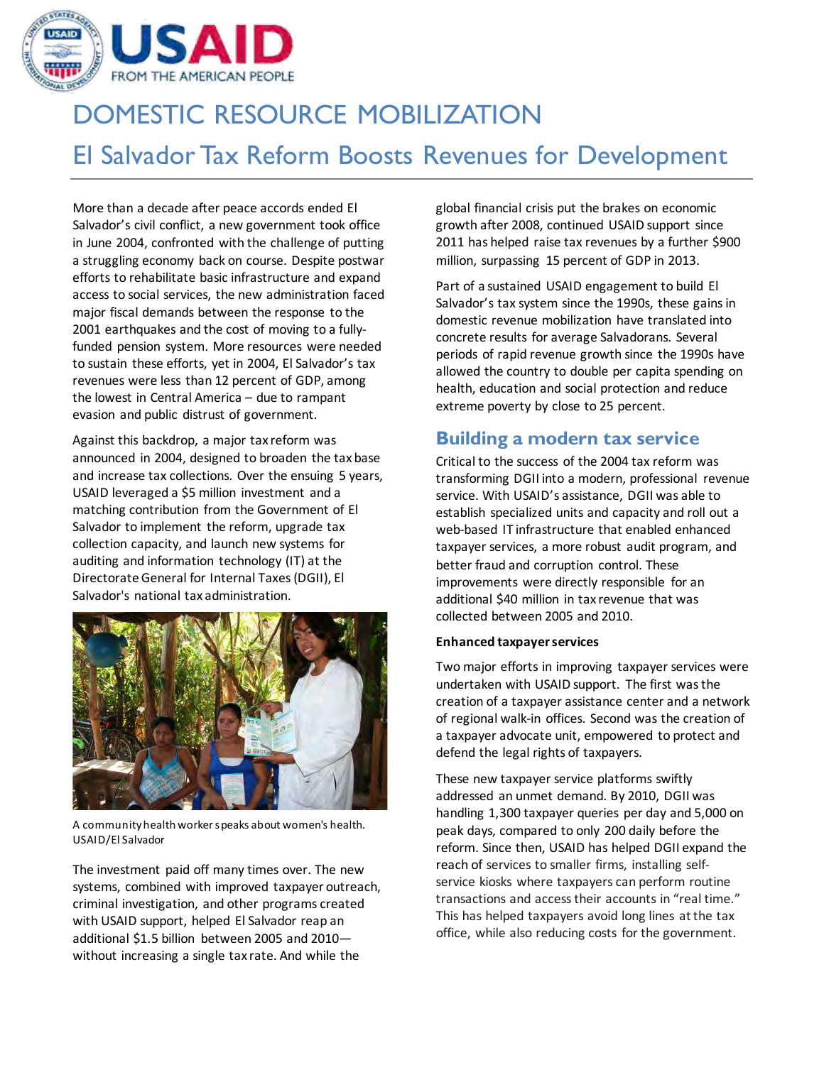# DOMESTIC RESOURCE MOBILIZATION

## El Salvador Tax Reform Boosts Revenues for Development

More than a decade after peace accords ended El Salvador's civil conflict, a new government took office in June 2004, confronted with the challenge of putting a struggling economy back on course. Despite postwar efforts to rehabilitate basic infrastructure and expand access to social services, the new administration faced major fiscal demands between the response to the 2001 earthquakes and the cost of moving to a fully-funded pension system. More resources were needed to sustain these efforts, yet in 2004, El Salvador's tax revenues were less than 12 percent of GDP, among the lowest in Central America – due to rampant evasion and public distrust of government.

Against this backdrop, a major tax reform was announced in 2004, designed to broaden the tax base and increase tax collections. Over the ensuing 5 years, USAID leveraged a $5 million investment and a matching contribution from the Government of El Salvador to implement the reform, upgrade tax collection capacity, and launch new systems for auditing and information technology (IT) at the Directorate General for Internal Taxes (DGII), El Salvador's national tax administration.

A community health worker speaks about women's health. USAID/El Salvador

The investment paid off many times over. The new systems, combined with improved taxpayer outreach, criminal investigation, and other programs created with USAID support, helped El Salvador reap an additional $1.5 billion between 2005 and 2010—without increasing a single tax rate. And while the global financial crisis put the brakes on economic growth after 2008, continued USAID support since 2011 has helped raise tax revenues by a further $900 million, surpassing 15 percent of GDP in 2013.

Part of a sustained USAID engagement to build El Salvador's tax system since the 1990s, these gains in domestic revenue mobilization have translated into concrete results for average Salvadorans. Several periods of rapid revenue growth since the 1990s have allowed the country to double per capita spending on health, education and social protection and reduce extreme poverty by close to 25 percent.

### Building a modern tax service

Critical to the success of the 2004 tax reform was transforming DGII into a modern, professional revenue service. With USAID's assistance, DGII was able to establish specialized units and capacity and roll out a web-based IT infrastructure that enabled enhanced taxpayer services, a more robust audit program, and better fraud and corruption control. These improvements were directly responsible for an additional $40 million in tax revenue that was collected between 2005 and 2010.

**Enhanced taxpayer services**

Two major efforts in improving taxpayer services were undertaken with USAID support. The first was the creation of a taxpayer assistance center and a network of regional walk-in offices. Second was the creation of a taxpayer advocate unit, empowered to protect and defend the legal rights of taxpayers.

These new taxpayer service platforms swiftly addressed an unmet demand. By 2010, DGII was handling 1,300 taxpayer queries per day and 5,000 on peak days, compared to only 200 daily before the reform. Since then, USAID has helped DGII expand the reach of services to smaller firms, installing self-service kiosks where taxpayers can perform routine transactions and access their accounts in "real time." This has helped taxpayers avoid long lines at the tax office, while also reducing costs for the government.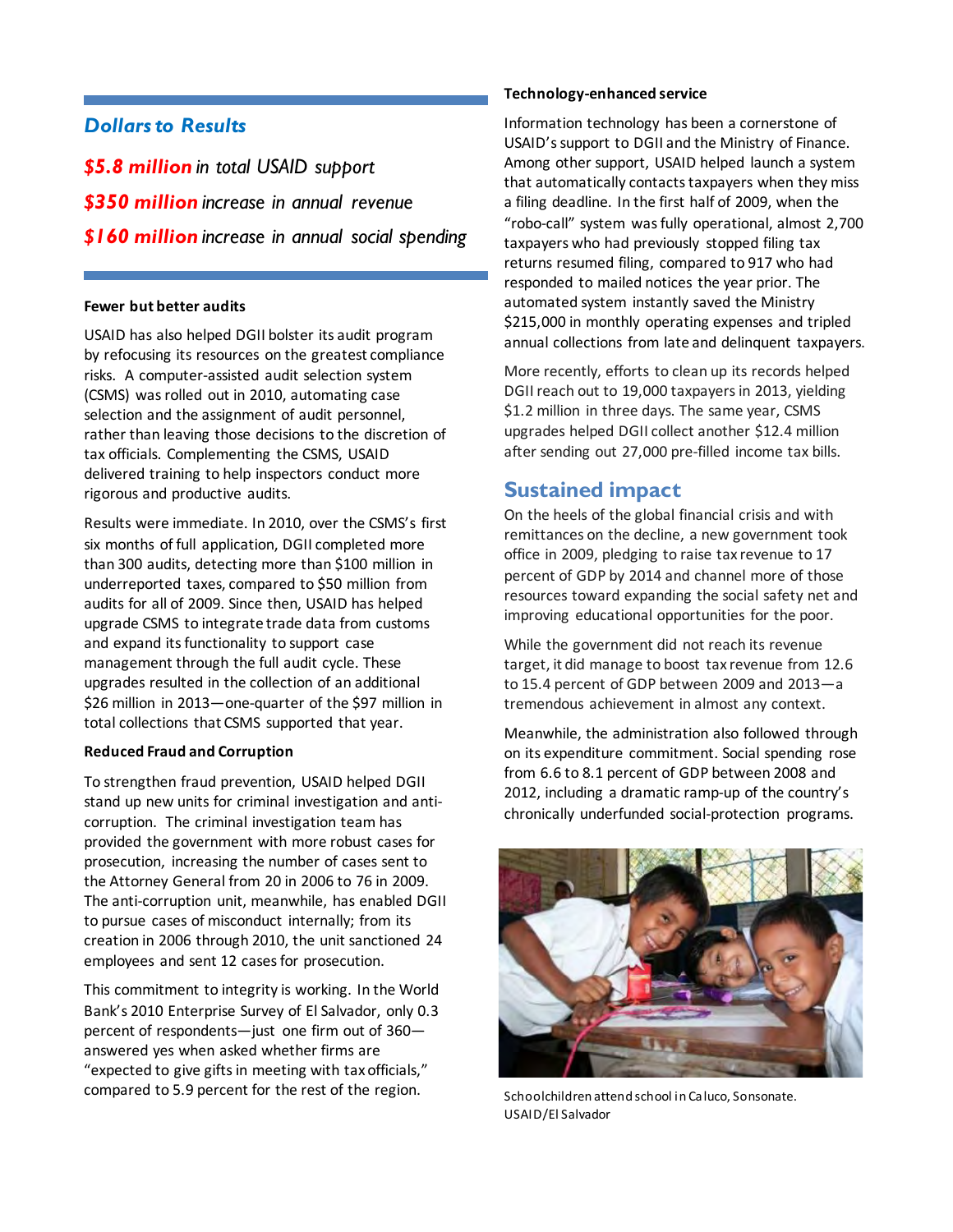## *Dollars to Results*

***$5.8 million** in total USAID support*

***$350 million** increase in annual revenue*

***$160 million** increase in annual social spending*

**Fewer but better audits**

USAID has also helped DGII bolster its audit program by refocusing its resources on the greatest compliance risks. A computer-assisted audit selection system (CSMS) was rolled out in 2010, automating case selection and the assignment of audit personnel, rather than leaving those decisions to the discretion of tax officials. Complementing the CSMS, USAID delivered training to help inspectors conduct more rigorous and productive audits.

Results were immediate. In 2010, over the CSMS's first six months of full application, DGII completed more than 300 audits, detecting more than $100 million in underreported taxes, compared to $50 million from audits for all of 2009. Since then, USAID has helped upgrade CSMS to integrate trade data from customs and expand its functionality to support case management through the full audit cycle. These upgrades resulted in the collection of an additional $26 million in 2013—one-quarter of the $97 million in total collections that CSMS supported that year.

**Reduced Fraud and Corruption**

To strengthen fraud prevention, USAID helped DGII stand up new units for criminal investigation and anti-corruption. The criminal investigation team has provided the government with more robust cases for prosecution, increasing the number of cases sent to the Attorney General from 20 in 2006 to 76 in 2009. The anti-corruption unit, meanwhile, has enabled DGII to pursue cases of misconduct internally; from its creation in 2006 through 2010, the unit sanctioned 24 employees and sent 12 cases for prosecution.

This commitment to integrity is working. In the World Bank's 2010 Enterprise Survey of El Salvador, only 0.3 percent of respondents—just one firm out of 360—answered yes when asked whether firms are "expected to give gifts in meeting with tax officials," compared to 5.9 percent for the rest of the region.

**Technology-enhanced service**

Information technology has been a cornerstone of USAID's support to DGII and the Ministry of Finance. Among other support, USAID helped launch a system that automatically contacts taxpayers when they miss a filing deadline. In the first half of 2009, when the "robo-call" system was fully operational, almost 2,700 taxpayers who had previously stopped filing tax returns resumed filing, compared to 917 who had responded to mailed notices the year prior. The automated system instantly saved the Ministry $215,000 in monthly operating expenses and tripled annual collections from late and delinquent taxpayers.

More recently, efforts to clean up its records helped DGII reach out to 19,000 taxpayers in 2013, yielding $1.2 million in three days. The same year, CSMS upgrades helped DGII collect another $12.4 million after sending out 27,000 pre-filled income tax bills.

## Sustained impact

On the heels of the global financial crisis and with remittances on the decline, a new government took office in 2009, pledging to raise tax revenue to 17 percent of GDP by 2014 and channel more of those resources toward expanding the social safety net and improving educational opportunities for the poor.

While the government did not reach its revenue target, it did manage to boost tax revenue from 12.6 to 15.4 percent of GDP between 2009 and 2013—a tremendous achievement in almost any context.

Meanwhile, the administration also followed through on its expenditure commitment. Social spending rose from 6.6 to 8.1 percent of GDP between 2008 and 2012, including a dramatic ramp-up of the country's chronically underfunded social-protection programs.

Schoolchildren attend school in Caluco, Sonsonate.
USAID/El Salvador